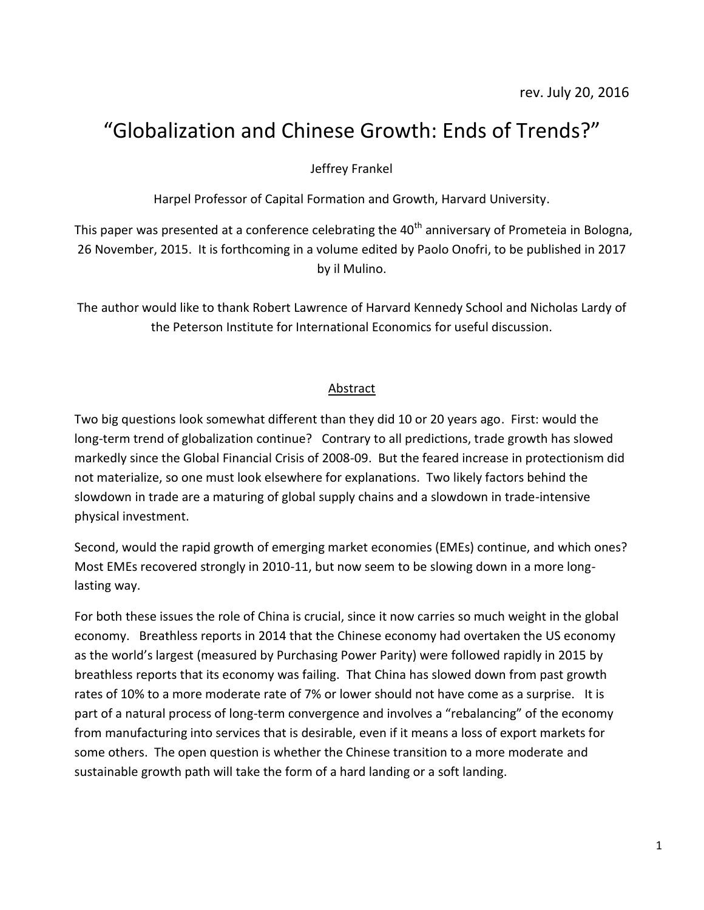rev. July 20, 2016

# "Globalization and Chinese Growth: Ends of Trends?"

Jeffrey Frankel

Harpel Professor of Capital Formation and Growth, Harvard University.

This paper was presented at a conference celebrating the 40th anniversary of Prometeia in Bologna, 26 November, 2015. It is forthcoming in a volume edited by Paolo Onofri, to be published in 2017 by il Mulino.

The author would like to thank Robert Lawrence of Harvard Kennedy School and Nicholas Lardy of the Peterson Institute for International Economics for useful discussion.

## Abstract

Two big questions look somewhat different than they did 10 or 20 years ago. First: would the long-term trend of globalization continue? Contrary to all predictions, trade growth has slowed markedly since the Global Financial Crisis of 2008-09. But the feared increase in protectionism did not materialize, so one must look elsewhere for explanations. Two likely factors behind the slowdown in trade are a maturing of global supply chains and a slowdown in trade-intensive physical investment.

Second, would the rapid growth of emerging market economies (EMEs) continue, and which ones? Most EMEs recovered strongly in 2010-11, but now seem to be slowing down in a more long-lasting way.

For both these issues the role of China is crucial, since it now carries so much weight in the global economy. Breathless reports in 2014 that the Chinese economy had overtaken the US economy as the world's largest (measured by Purchasing Power Parity) were followed rapidly in 2015 by breathless reports that its economy was failing. That China has slowed down from past growth rates of 10% to a more moderate rate of 7% or lower should not have come as a surprise. It is part of a natural process of long-term convergence and involves a "rebalancing" of the economy from manufacturing into services that is desirable, even if it means a loss of export markets for some others. The open question is whether the Chinese transition to a more moderate and sustainable growth path will take the form of a hard landing or a soft landing.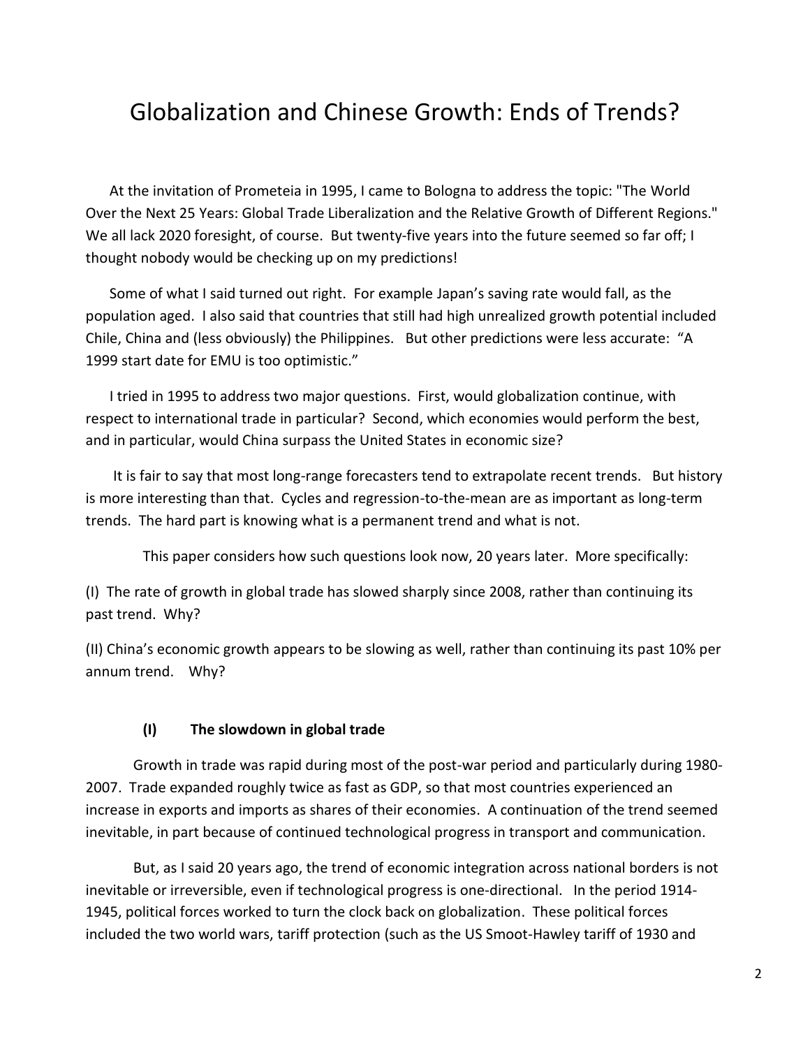# Globalization and Chinese Growth: Ends of Trends?

At the invitation of Prometeia in 1995, I came to Bologna to address the topic: "The World Over the Next 25 Years: Global Trade Liberalization and the Relative Growth of Different Regions." We all lack 2020 foresight, of course. But twenty-five years into the future seemed so far off; I thought nobody would be checking up on my predictions!

Some of what I said turned out right. For example Japan's saving rate would fall, as the population aged. I also said that countries that still had high unrealized growth potential included Chile, China and (less obviously) the Philippines. But other predictions were less accurate: "A 1999 start date for EMU is too optimistic."

I tried in 1995 to address two major questions. First, would globalization continue, with respect to international trade in particular? Second, which economies would perform the best, and in particular, would China surpass the United States in economic size?

It is fair to say that most long-range forecasters tend to extrapolate recent trends. But history is more interesting than that. Cycles and regression-to-the-mean are as important as long-term trends. The hard part is knowing what is a permanent trend and what is not.

This paper considers how such questions look now, 20 years later. More specifically:

(I) The rate of growth in global trade has slowed sharply since 2008, rather than continuing its past trend. Why?

(II) China's economic growth appears to be slowing as well, rather than continuing its past 10% per annum trend. Why?

### (I) The slowdown in global trade

Growth in trade was rapid during most of the post-war period and particularly during 1980-2007. Trade expanded roughly twice as fast as GDP, so that most countries experienced an increase in exports and imports as shares of their economies. A continuation of the trend seemed inevitable, in part because of continued technological progress in transport and communication.

But, as I said 20 years ago, the trend of economic integration across national borders is not inevitable or irreversible, even if technological progress is one-directional. In the period 1914-1945, political forces worked to turn the clock back on globalization. These political forces included the two world wars, tariff protection (such as the US Smoot-Hawley tariff of 1930 and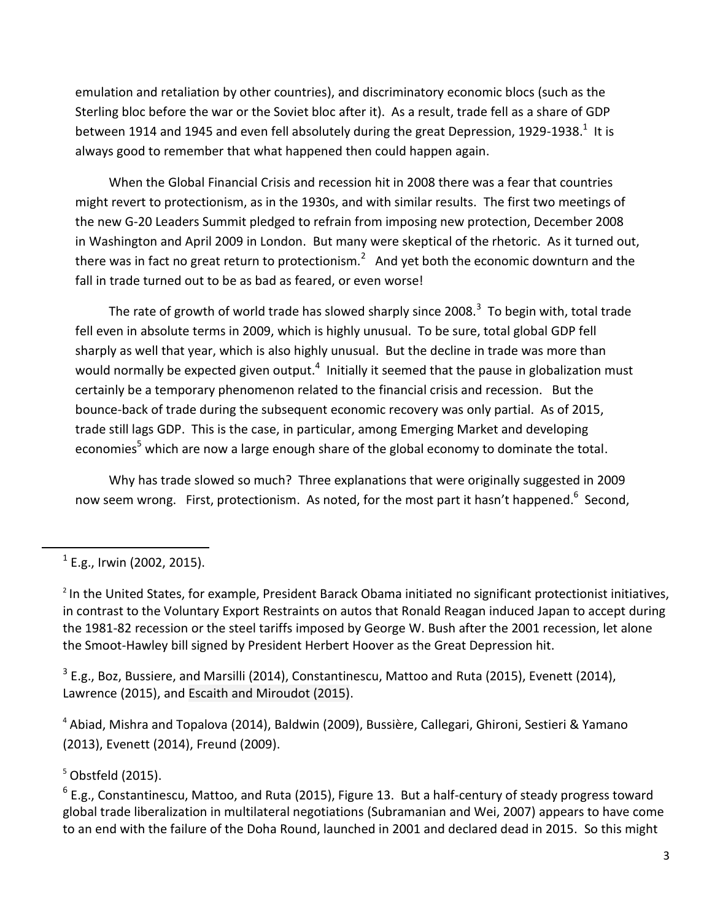emulation and retaliation by other countries), and discriminatory economic blocs (such as the Sterling bloc before the war or the Soviet bloc after it). As a result, trade fell as a share of GDP between 1914 and 1945 and even fell absolutely during the great Depression, 1929-1938.[1] It is always good to remember that what happened then could happen again.

When the Global Financial Crisis and recession hit in 2008 there was a fear that countries might revert to protectionism, as in the 1930s, and with similar results. The first two meetings of the new G-20 Leaders Summit pledged to refrain from imposing new protection, December 2008 in Washington and April 2009 in London. But many were skeptical of the rhetoric. As it turned out, there was in fact no great return to protectionism.[2] And yet both the economic downturn and the fall in trade turned out to be as bad as feared, or even worse!

The rate of growth of world trade has slowed sharply since 2008.[3] To begin with, total trade fell even in absolute terms in 2009, which is highly unusual. To be sure, total global GDP fell sharply as well that year, which is also highly unusual. But the decline in trade was more than would normally be expected given output.[4] Initially it seemed that the pause in globalization must certainly be a temporary phenomenon related to the financial crisis and recession. But the bounce-back of trade during the subsequent economic recovery was only partial. As of 2015, trade still lags GDP. This is the case, in particular, among Emerging Market and developing economies[5] which are now a large enough share of the global economy to dominate the total.

Why has trade slowed so much? Three explanations that were originally suggested in 2009 now seem wrong. First, protectionism. As noted, for the most part it hasn't happened.[6] Second,

---

[1] E.g., Irwin (2002, 2015).

[2] In the United States, for example, President Barack Obama initiated no significant protectionist initiatives, in contrast to the Voluntary Export Restraints on autos that Ronald Reagan induced Japan to accept during the 1981-82 recession or the steel tariffs imposed by George W. Bush after the 2001 recession, let alone the Smoot-Hawley bill signed by President Herbert Hoover as the Great Depression hit.

[3] E.g., Boz, Bussiere, and Marsilli (2014), Constantinescu, Mattoo and Ruta (2015), Evenett (2014), Lawrence (2015), and Escaith and Miroudot (2015).

[4] Abiad, Mishra and Topalova (2014), Baldwin (2009), Bussière, Callegari, Ghironi, Sestieri & Yamano (2013), Evenett (2014), Freund (2009).

[5] Obstfeld (2015).

[6] E.g., Constantinescu, Mattoo, and Ruta (2015), Figure 13. But a half-century of steady progress toward global trade liberalization in multilateral negotiations (Subramanian and Wei, 2007) appears to have come to an end with the failure of the Doha Round, launched in 2001 and declared dead in 2015. So this might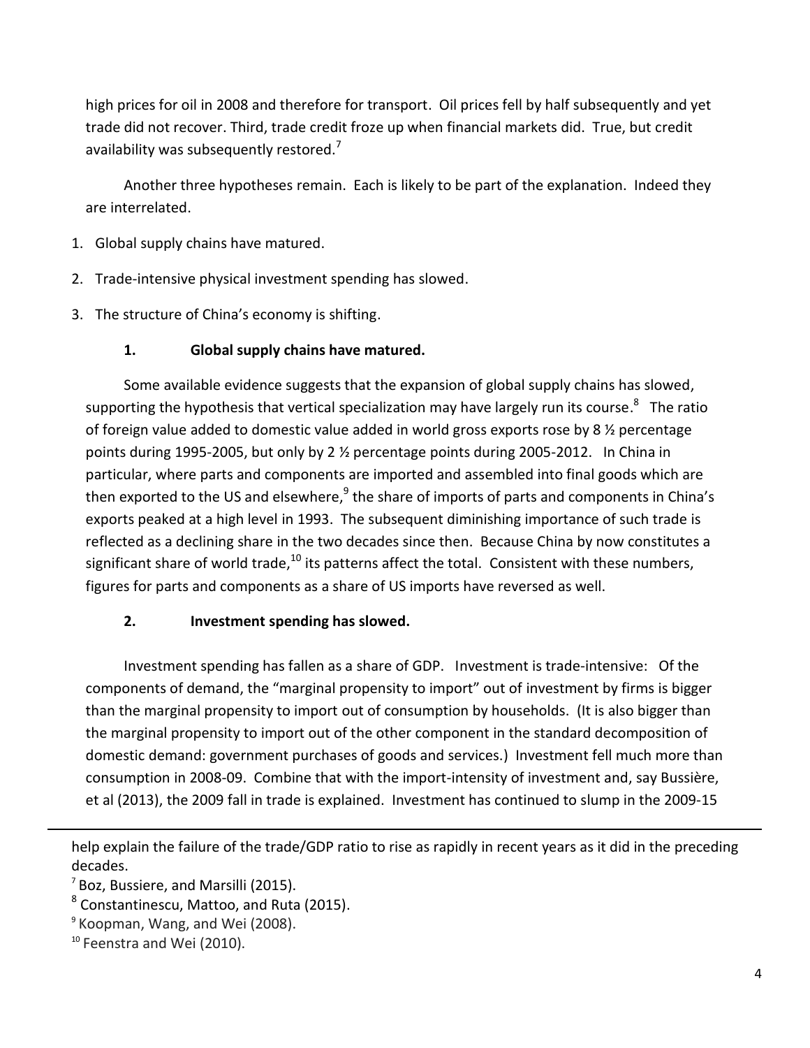high prices for oil in 2008 and therefore for transport. Oil prices fell by half subsequently and yet trade did not recover. Third, trade credit froze up when financial markets did. True, but credit availability was subsequently restored.[7]

Another three hypotheses remain. Each is likely to be part of the explanation. Indeed they are interrelated.

1. Global supply chains have matured.
2. Trade-intensive physical investment spending has slowed.
3. The structure of China's economy is shifting.

### 1. Global supply chains have matured.

Some available evidence suggests that the expansion of global supply chains has slowed, supporting the hypothesis that vertical specialization may have largely run its course.[8] The ratio of foreign value added to domestic value added in world gross exports rose by 8 ½ percentage points during 1995-2005, but only by 2 ½ percentage points during 2005-2012. In China in particular, where parts and components are imported and assembled into final goods which are then exported to the US and elsewhere,[9] the share of imports of parts and components in China's exports peaked at a high level in 1993. The subsequent diminishing importance of such trade is reflected as a declining share in the two decades since then. Because China by now constitutes a significant share of world trade,[10] its patterns affect the total. Consistent with these numbers, figures for parts and components as a share of US imports have reversed as well.

### 2. Investment spending has slowed.

Investment spending has fallen as a share of GDP. Investment is trade-intensive: Of the components of demand, the "marginal propensity to import" out of investment by firms is bigger than the marginal propensity to import out of consumption by households. (It is also bigger than the marginal propensity to import out of the other component in the standard decomposition of domestic demand: government purchases of goods and services.) Investment fell much more than consumption in 2008-09. Combine that with the import-intensity of investment and, say Bussière, et al (2013), the 2009 fall in trade is explained. Investment has continued to slump in the 2009-15

---

help explain the failure of the trade/GDP ratio to rise as rapidly in recent years as it did in the preceding decades.

[7] Boz, Bussiere, and Marsilli (2015).

[8] Constantinescu, Mattoo, and Ruta (2015).

[9] Koopman, Wang, and Wei (2008).

[10] Feenstra and Wei (2010).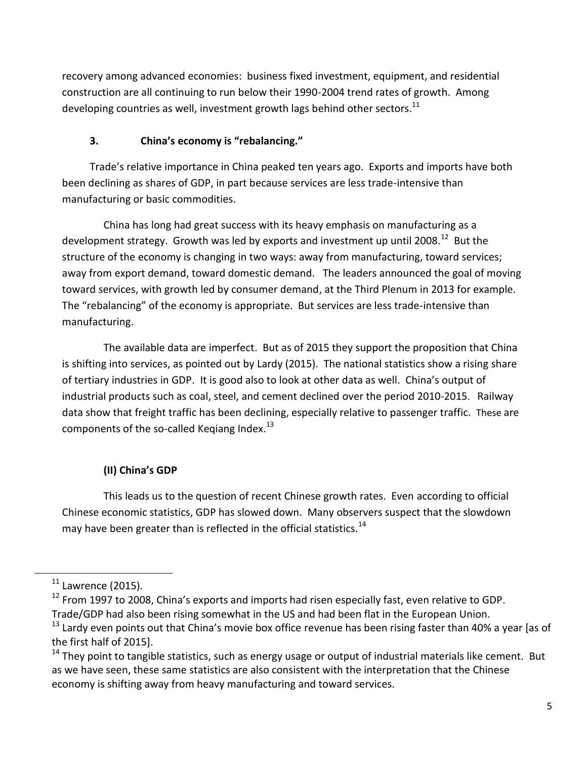recovery among advanced economies: business fixed investment, equipment, and residential construction are all continuing to run below their 1990-2004 trend rates of growth. Among developing countries as well, investment growth lags behind other sectors.[11]

### 3. China's economy is "rebalancing."

Trade's relative importance in China peaked ten years ago. Exports and imports have both been declining as shares of GDP, in part because services are less trade-intensive than manufacturing or basic commodities.

China has long had great success with its heavy emphasis on manufacturing as a development strategy. Growth was led by exports and investment up until 2008.[12] But the structure of the economy is changing in two ways: away from manufacturing, toward services; away from export demand, toward domestic demand. The leaders announced the goal of moving toward services, with growth led by consumer demand, at the Third Plenum in 2013 for example. The "rebalancing" of the economy is appropriate. But services are less trade-intensive than manufacturing.

The available data are imperfect. But as of 2015 they support the proposition that China is shifting into services, as pointed out by Lardy (2015). The national statistics show a rising share of tertiary industries in GDP. It is good also to look at other data as well. China's output of industrial products such as coal, steel, and cement declined over the period 2010-2015. Railway data show that freight traffic has been declining, especially relative to passenger traffic. These are components of the so-called Keqiang Index.[13]

## (II) China's GDP

This leads us to the question of recent Chinese growth rates. Even according to official Chinese economic statistics, GDP has slowed down. Many observers suspect that the slowdown may have been greater than is reflected in the official statistics.[14]

---

[11] Lawrence (2015).

[12] From 1997 to 2008, China's exports and imports had risen especially fast, even relative to GDP. Trade/GDP had also been rising somewhat in the US and had been flat in the European Union.

[13] Lardy even points out that China's movie box office revenue has been rising faster than 40% a year [as of the first half of 2015].

[14] They point to tangible statistics, such as energy usage or output of industrial materials like cement. But as we have seen, these same statistics are also consistent with the interpretation that the Chinese economy is shifting away from heavy manufacturing and toward services.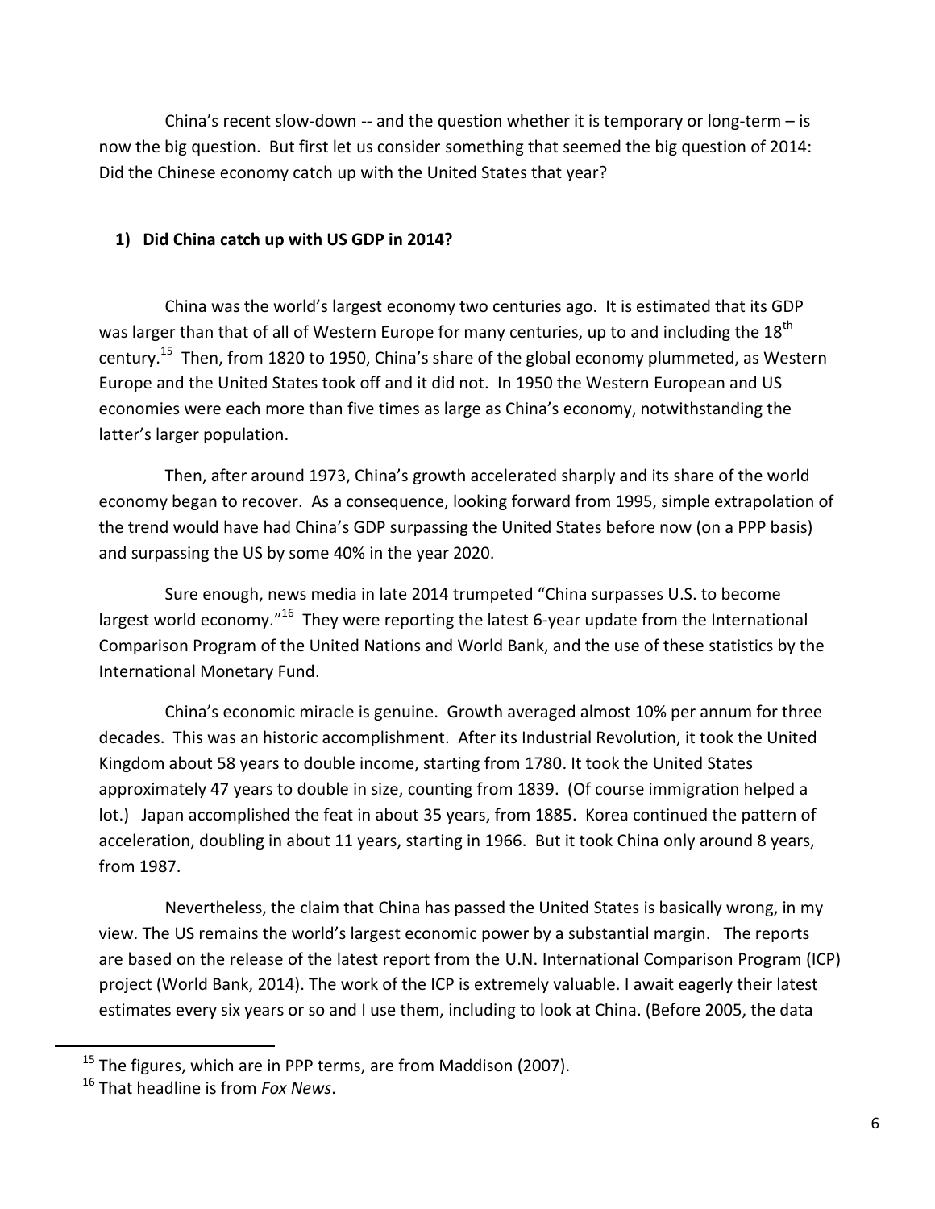China's recent slow-down -- and the question whether it is temporary or long-term – is now the big question. But first let us consider something that seemed the big question of 2014: Did the Chinese economy catch up with the United States that year?

## 1) Did China catch up with US GDP in 2014?

China was the world's largest economy two centuries ago. It is estimated that its GDP was larger than that of all of Western Europe for many centuries, up to and including the 18th century.[15] Then, from 1820 to 1950, China's share of the global economy plummeted, as Western Europe and the United States took off and it did not. In 1950 the Western European and US economies were each more than five times as large as China's economy, notwithstanding the latter's larger population.

Then, after around 1973, China's growth accelerated sharply and its share of the world economy began to recover. As a consequence, looking forward from 1995, simple extrapolation of the trend would have had China's GDP surpassing the United States before now (on a PPP basis) and surpassing the US by some 40% in the year 2020.

Sure enough, news media in late 2014 trumpeted "China surpasses U.S. to become largest world economy."[16] They were reporting the latest 6-year update from the International Comparison Program of the United Nations and World Bank, and the use of these statistics by the International Monetary Fund.

China's economic miracle is genuine. Growth averaged almost 10% per annum for three decades. This was an historic accomplishment. After its Industrial Revolution, it took the United Kingdom about 58 years to double income, starting from 1780. It took the United States approximately 47 years to double in size, counting from 1839. (Of course immigration helped a lot.) Japan accomplished the feat in about 35 years, from 1885. Korea continued the pattern of acceleration, doubling in about 11 years, starting in 1966. But it took China only around 8 years, from 1987.

Nevertheless, the claim that China has passed the United States is basically wrong, in my view. The US remains the world's largest economic power by a substantial margin. The reports are based on the release of the latest report from the U.N. International Comparison Program (ICP) project (World Bank, 2014). The work of the ICP is extremely valuable. I await eagerly their latest estimates every six years or so and I use them, including to look at China. (Before 2005, the data

---

[15] The figures, which are in PPP terms, are from Maddison (2007).

[16] That headline is from *Fox News*.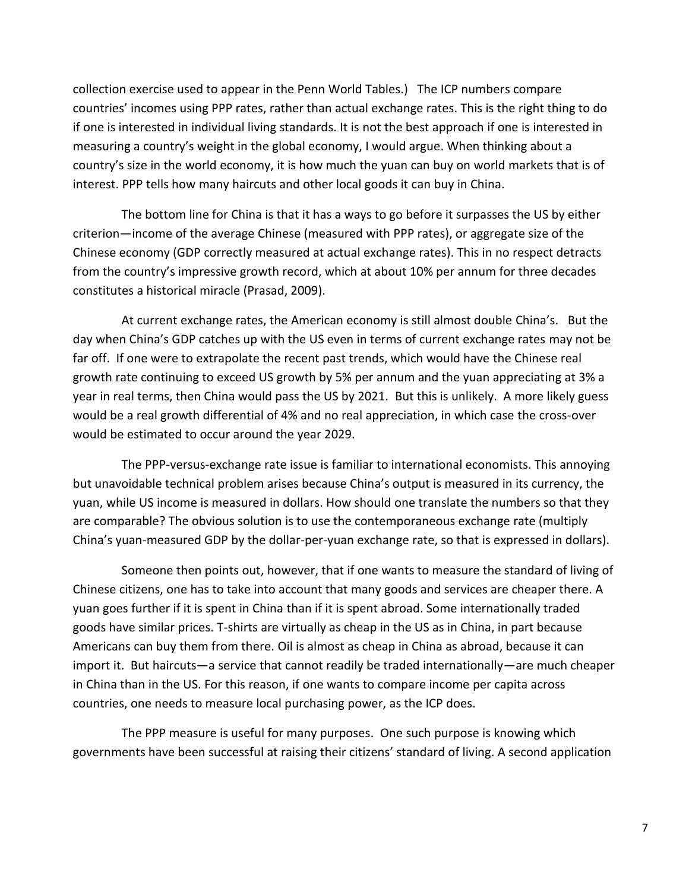collection exercise used to appear in the Penn World Tables.) The ICP numbers compare countries' incomes using PPP rates, rather than actual exchange rates. This is the right thing to do if one is interested in individual living standards. It is not the best approach if one is interested in measuring a country's weight in the global economy, I would argue. When thinking about a country's size in the world economy, it is how much the yuan can buy on world markets that is of interest. PPP tells how many haircuts and other local goods it can buy in China.

The bottom line for China is that it has a ways to go before it surpasses the US by either criterion—income of the average Chinese (measured with PPP rates), or aggregate size of the Chinese economy (GDP correctly measured at actual exchange rates). This in no respect detracts from the country's impressive growth record, which at about 10% per annum for three decades constitutes a historical miracle (Prasad, 2009).

At current exchange rates, the American economy is still almost double China's. But the day when China's GDP catches up with the US even in terms of current exchange rates may not be far off. If one were to extrapolate the recent past trends, which would have the Chinese real growth rate continuing to exceed US growth by 5% per annum and the yuan appreciating at 3% a year in real terms, then China would pass the US by 2021. But this is unlikely. A more likely guess would be a real growth differential of 4% and no real appreciation, in which case the cross-over would be estimated to occur around the year 2029.

The PPP-versus-exchange rate issue is familiar to international economists. This annoying but unavoidable technical problem arises because China's output is measured in its currency, the yuan, while US income is measured in dollars. How should one translate the numbers so that they are comparable? The obvious solution is to use the contemporaneous exchange rate (multiply China's yuan-measured GDP by the dollar-per-yuan exchange rate, so that is expressed in dollars).

Someone then points out, however, that if one wants to measure the standard of living of Chinese citizens, one has to take into account that many goods and services are cheaper there. A yuan goes further if it is spent in China than if it is spent abroad. Some internationally traded goods have similar prices. T-shirts are virtually as cheap in the US as in China, in part because Americans can buy them from there. Oil is almost as cheap in China as abroad, because it can import it. But haircuts—a service that cannot readily be traded internationally—are much cheaper in China than in the US. For this reason, if one wants to compare income per capita across countries, one needs to measure local purchasing power, as the ICP does.

The PPP measure is useful for many purposes. One such purpose is knowing which governments have been successful at raising their citizens' standard of living. A second application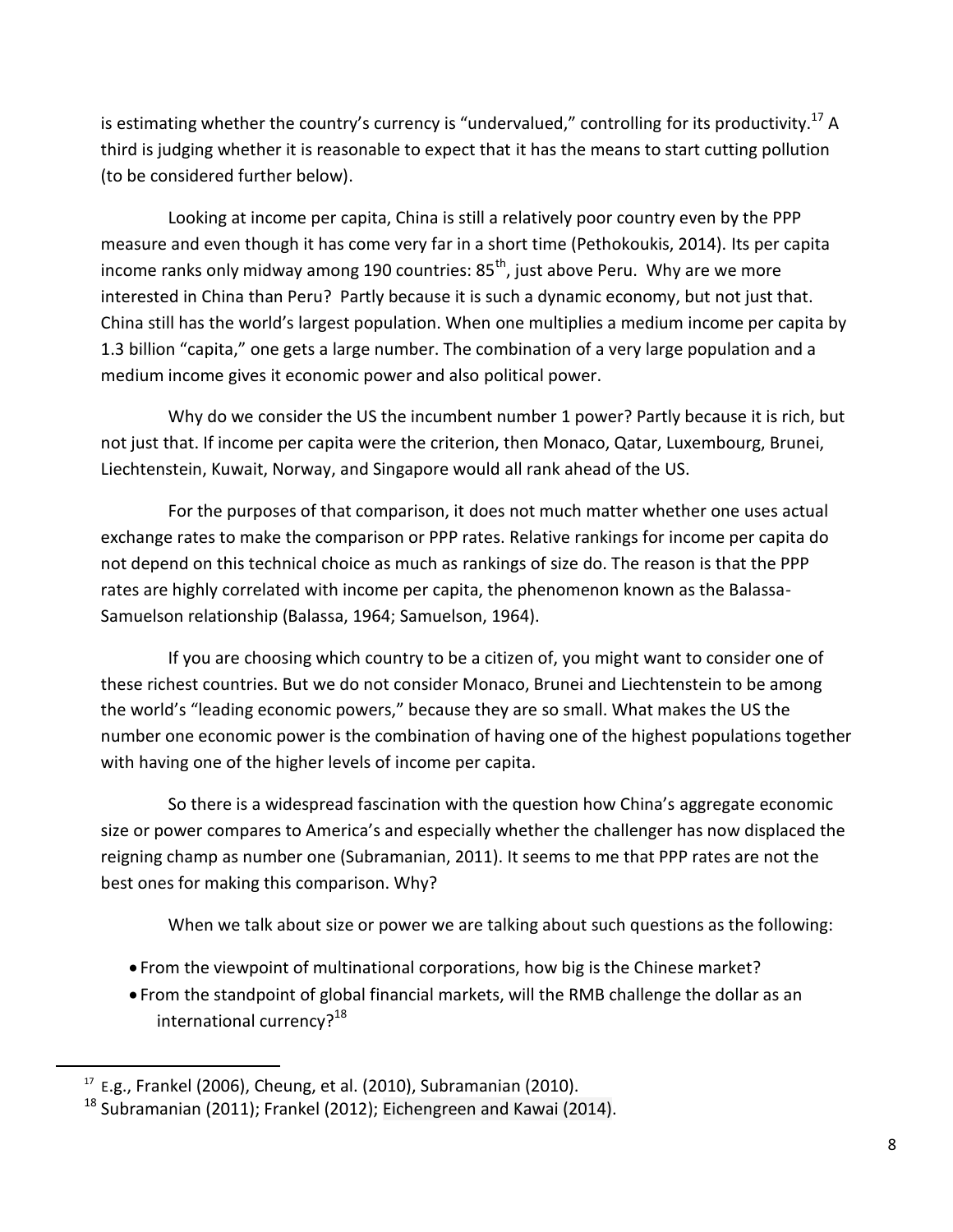is estimating whether the country's currency is "undervalued," controlling for its productivity.[17] A third is judging whether it is reasonable to expect that it has the means to start cutting pollution (to be considered further below).

Looking at income per capita, China is still a relatively poor country even by the PPP measure and even though it has come very far in a short time (Pethokoukis, 2014). Its per capita income ranks only midway among 190 countries: 85th, just above Peru. Why are we more interested in China than Peru? Partly because it is such a dynamic economy, but not just that. China still has the world's largest population. When one multiplies a medium income per capita by 1.3 billion "capita," one gets a large number. The combination of a very large population and a medium income gives it economic power and also political power.

Why do we consider the US the incumbent number 1 power? Partly because it is rich, but not just that. If income per capita were the criterion, then Monaco, Qatar, Luxembourg, Brunei, Liechtenstein, Kuwait, Norway, and Singapore would all rank ahead of the US.

For the purposes of that comparison, it does not much matter whether one uses actual exchange rates to make the comparison or PPP rates. Relative rankings for income per capita do not depend on this technical choice as much as rankings of size do. The reason is that the PPP rates are highly correlated with income per capita, the phenomenon known as the Balassa-Samuelson relationship (Balassa, 1964; Samuelson, 1964).

If you are choosing which country to be a citizen of, you might want to consider one of these richest countries. But we do not consider Monaco, Brunei and Liechtenstein to be among the world's "leading economic powers," because they are so small. What makes the US the number one economic power is the combination of having one of the highest populations together with having one of the higher levels of income per capita.

So there is a widespread fascination with the question how China's aggregate economic size or power compares to America's and especially whether the challenger has now displaced the reigning champ as number one (Subramanian, 2011). It seems to me that PPP rates are not the best ones for making this comparison. Why?

When we talk about size or power we are talking about such questions as the following:

- From the viewpoint of multinational corporations, how big is the Chinese market?
- From the standpoint of global financial markets, will the RMB challenge the dollar as an international currency?[18]

---

[17] E.g., Frankel (2006), Cheung, et al. (2010), Subramanian (2010).

[18] Subramanian (2011); Frankel (2012); Eichengreen and Kawai (2014).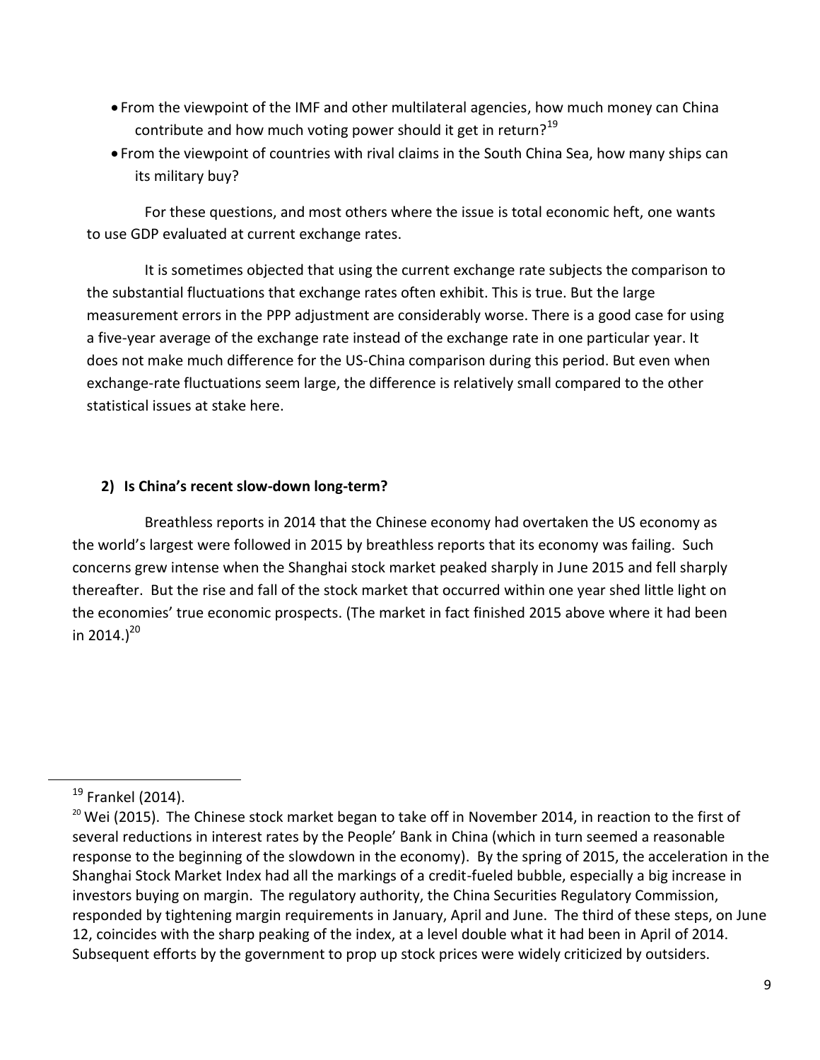- From the viewpoint of the IMF and other multilateral agencies, how much money can China contribute and how much voting power should it get in return?[19]
- From the viewpoint of countries with rival claims in the South China Sea, how many ships can its military buy?

For these questions, and most others where the issue is total economic heft, one wants to use GDP evaluated at current exchange rates.

It is sometimes objected that using the current exchange rate subjects the comparison to the substantial fluctuations that exchange rates often exhibit. This is true. But the large measurement errors in the PPP adjustment are considerably worse. There is a good case for using a five-year average of the exchange rate instead of the exchange rate in one particular year. It does not make much difference for the US-China comparison during this period. But even when exchange-rate fluctuations seem large, the difference is relatively small compared to the other statistical issues at stake here.

### 2) Is China's recent slow-down long-term?

Breathless reports in 2014 that the Chinese economy had overtaken the US economy as the world's largest were followed in 2015 by breathless reports that its economy was failing. Such concerns grew intense when the Shanghai stock market peaked sharply in June 2015 and fell sharply thereafter. But the rise and fall of the stock market that occurred within one year shed little light on the economies' true economic prospects. (The market in fact finished 2015 above where it had been in 2014.)[20]

---

[19] Frankel (2014).

[20] Wei (2015). The Chinese stock market began to take off in November 2014, in reaction to the first of several reductions in interest rates by the People' Bank in China (which in turn seemed a reasonable response to the beginning of the slowdown in the economy). By the spring of 2015, the acceleration in the Shanghai Stock Market Index had all the markings of a credit-fueled bubble, especially a big increase in investors buying on margin. The regulatory authority, the China Securities Regulatory Commission, responded by tightening margin requirements in January, April and June. The third of these steps, on June 12, coincides with the sharp peaking of the index, at a level double what it had been in April of 2014. Subsequent efforts by the government to prop up stock prices were widely criticized by outsiders.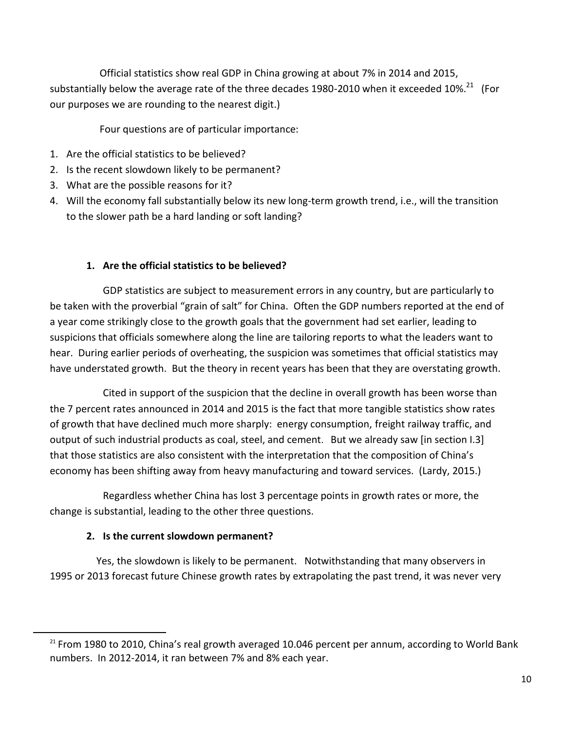Official statistics show real GDP in China growing at about 7% in 2014 and 2015, substantially below the average rate of the three decades 1980-2010 when it exceeded 10%.[21] (For our purposes we are rounding to the nearest digit.)

Four questions are of particular importance:

1. Are the official statistics to be believed?
2. Is the recent slowdown likely to be permanent?
3. What are the possible reasons for it?
4. Will the economy fall substantially below its new long-term growth trend, i.e., will the transition to the slower path be a hard landing or soft landing?

### 1. Are the official statistics to be believed?

GDP statistics are subject to measurement errors in any country, but are particularly to be taken with the proverbial "grain of salt" for China. Often the GDP numbers reported at the end of a year come strikingly close to the growth goals that the government had set earlier, leading to suspicions that officials somewhere along the line are tailoring reports to what the leaders want to hear. During earlier periods of overheating, the suspicion was sometimes that official statistics may have understated growth. But the theory in recent years has been that they are overstating growth.

Cited in support of the suspicion that the decline in overall growth has been worse than the 7 percent rates announced in 2014 and 2015 is the fact that more tangible statistics show rates of growth that have declined much more sharply: energy consumption, freight railway traffic, and output of such industrial products as coal, steel, and cement. But we already saw [in section I.3] that those statistics are also consistent with the interpretation that the composition of China's economy has been shifting away from heavy manufacturing and toward services. (Lardy, 2015.)

Regardless whether China has lost 3 percentage points in growth rates or more, the change is substantial, leading to the other three questions.

### 2. Is the current slowdown permanent?

Yes, the slowdown is likely to be permanent. Notwithstanding that many observers in 1995 or 2013 forecast future Chinese growth rates by extrapolating the past trend, it was never very

[21] From 1980 to 2010, China's real growth averaged 10.046 percent per annum, according to World Bank numbers. In 2012-2014, it ran between 7% and 8% each year.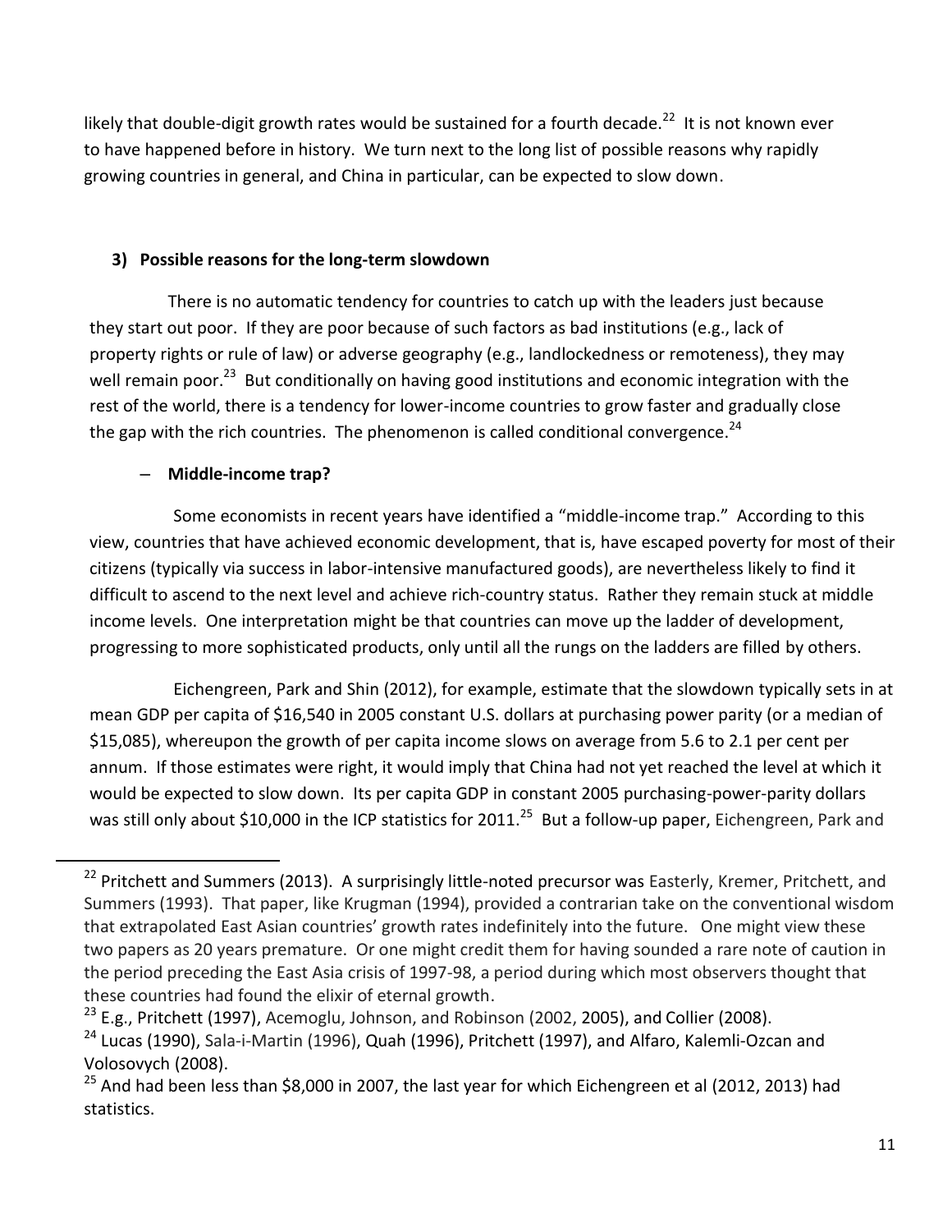likely that double-digit growth rates would be sustained for a fourth decade.[22] It is not known ever to have happened before in history. We turn next to the long list of possible reasons why rapidly growing countries in general, and China in particular, can be expected to slow down.

## 3) Possible reasons for the long-term slowdown

There is no automatic tendency for countries to catch up with the leaders just because they start out poor. If they are poor because of such factors as bad institutions (e.g., lack of property rights or rule of law) or adverse geography (e.g., landlockedness or remoteness), they may well remain poor.[23] But conditionally on having good institutions and economic integration with the rest of the world, there is a tendency for lower-income countries to grow faster and gradually close the gap with the rich countries. The phenomenon is called conditional convergence.[24]

### – Middle-income trap?

Some economists in recent years have identified a "middle-income trap." According to this view, countries that have achieved economic development, that is, have escaped poverty for most of their citizens (typically via success in labor-intensive manufactured goods), are nevertheless likely to find it difficult to ascend to the next level and achieve rich-country status. Rather they remain stuck at middle income levels. One interpretation might be that countries can move up the ladder of development, progressing to more sophisticated products, only until all the rungs on the ladders are filled by others.

Eichengreen, Park and Shin (2012), for example, estimate that the slowdown typically sets in at mean GDP per capita of $16,540 in 2005 constant U.S. dollars at purchasing power parity (or a median of $15,085), whereupon the growth of per capita income slows on average from 5.6 to 2.1 per cent per annum. If those estimates were right, it would imply that China had not yet reached the level at which it would be expected to slow down. Its per capita GDP in constant 2005 purchasing-power-parity dollars was still only about $10,000 in the ICP statistics for 2011.[25] But a follow-up paper, Eichengreen, Park and

---

[22] Pritchett and Summers (2013). A surprisingly little-noted precursor was Easterly, Kremer, Pritchett, and Summers (1993). That paper, like Krugman (1994), provided a contrarian take on the conventional wisdom that extrapolated East Asian countries' growth rates indefinitely into the future. One might view these two papers as 20 years premature. Or one might credit them for having sounded a rare note of caution in the period preceding the East Asia crisis of 1997-98, a period during which most observers thought that these countries had found the elixir of eternal growth.

[23] E.g., Pritchett (1997), Acemoglu, Johnson, and Robinson (2002, 2005), and Collier (2008).

[24] Lucas (1990), Sala-i-Martin (1996), Quah (1996), Pritchett (1997), and Alfaro, Kalemli-Ozcan and Volosovych (2008).

[25] And had been less than $8,000 in 2007, the last year for which Eichengreen et al (2012, 2013) had statistics.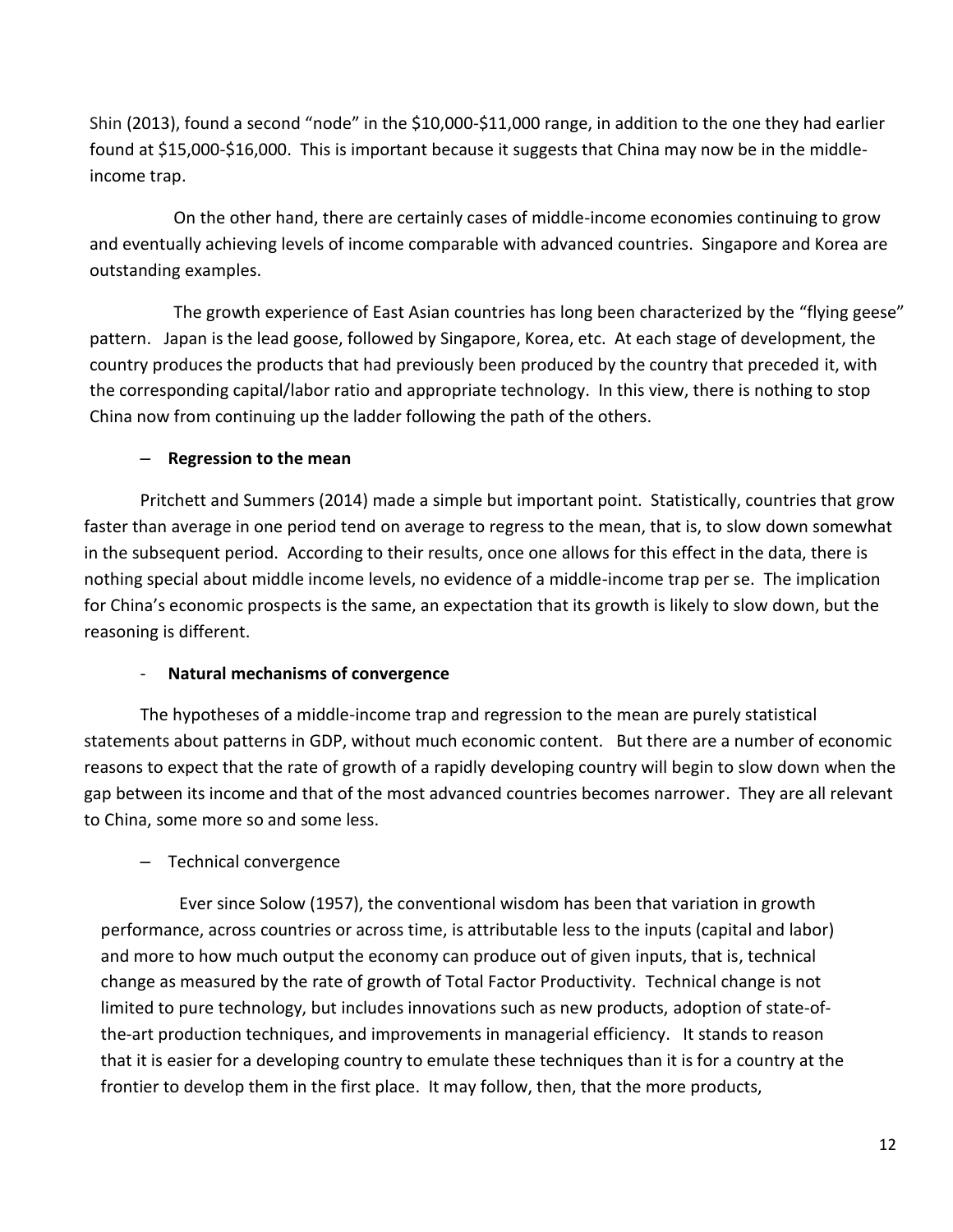Shin (2013), found a second "node" in the $10,000-$11,000 range, in addition to the one they had earlier found at $15,000-$16,000. This is important because it suggests that China may now be in the middle-income trap.

On the other hand, there are certainly cases of middle-income economies continuing to grow and eventually achieving levels of income comparable with advanced countries. Singapore and Korea are outstanding examples.

The growth experience of East Asian countries has long been characterized by the "flying geese" pattern. Japan is the lead goose, followed by Singapore, Korea, etc. At each stage of development, the country produces the products that had previously been produced by the country that preceded it, with the corresponding capital/labor ratio and appropriate technology. In this view, there is nothing to stop China now from continuing up the ladder following the path of the others.

– **Regression to the mean**

Pritchett and Summers (2014) made a simple but important point. Statistically, countries that grow faster than average in one period tend on average to regress to the mean, that is, to slow down somewhat in the subsequent period. According to their results, once one allows for this effect in the data, there is nothing special about middle income levels, no evidence of a middle-income trap per se. The implication for China's economic prospects is the same, an expectation that its growth is likely to slow down, but the reasoning is different.

- **Natural mechanisms of convergence**

The hypotheses of a middle-income trap and regression to the mean are purely statistical statements about patterns in GDP, without much economic content. But there are a number of economic reasons to expect that the rate of growth of a rapidly developing country will begin to slow down when the gap between its income and that of the most advanced countries becomes narrower. They are all relevant to China, some more so and some less.

– Technical convergence

Ever since Solow (1957), the conventional wisdom has been that variation in growth performance, across countries or across time, is attributable less to the inputs (capital and labor) and more to how much output the economy can produce out of given inputs, that is, technical change as measured by the rate of growth of Total Factor Productivity. Technical change is not limited to pure technology, but includes innovations such as new products, adoption of state-of-the-art production techniques, and improvements in managerial efficiency. It stands to reason that it is easier for a developing country to emulate these techniques than it is for a country at the frontier to develop them in the first place. It may follow, then, that the more products,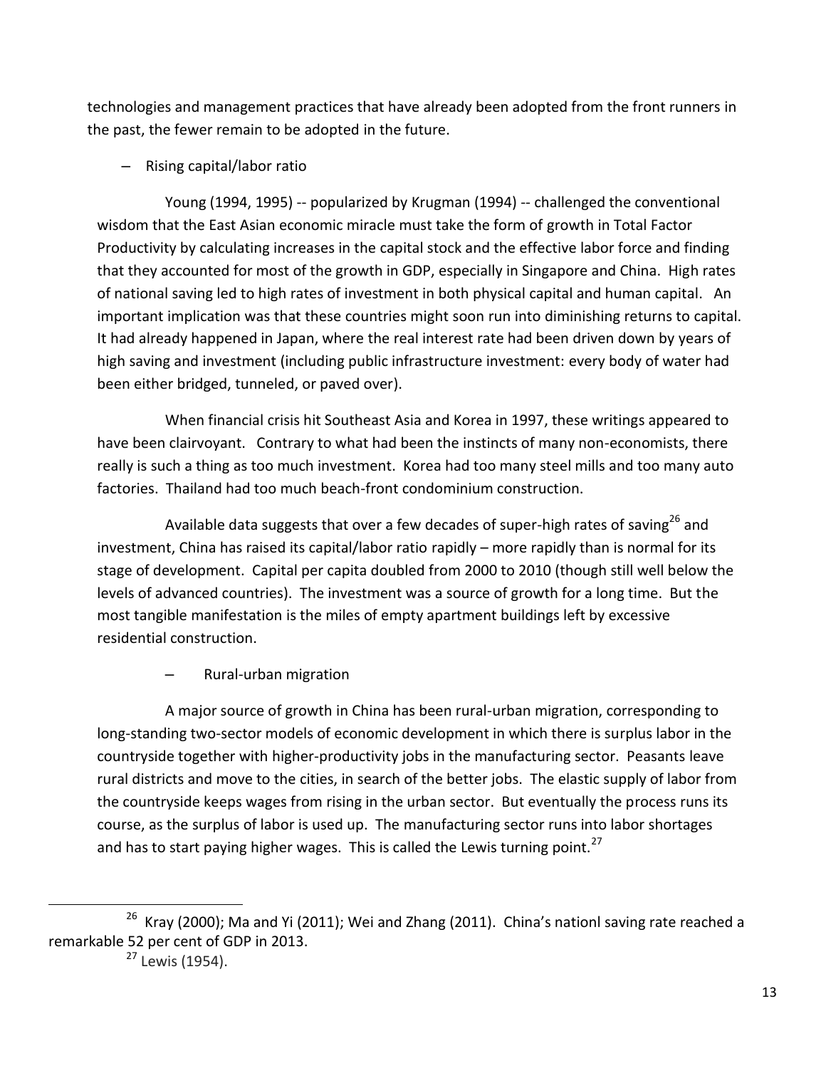technologies and management practices that have already been adopted from the front runners in the past, the fewer remain to be adopted in the future.

– Rising capital/labor ratio

Young (1994, 1995) -- popularized by Krugman (1994) -- challenged the conventional wisdom that the East Asian economic miracle must take the form of growth in Total Factor Productivity by calculating increases in the capital stock and the effective labor force and finding that they accounted for most of the growth in GDP, especially in Singapore and China. High rates of national saving led to high rates of investment in both physical capital and human capital. An important implication was that these countries might soon run into diminishing returns to capital. It had already happened in Japan, where the real interest rate had been driven down by years of high saving and investment (including public infrastructure investment: every body of water had been either bridged, tunneled, or paved over).

When financial crisis hit Southeast Asia and Korea in 1997, these writings appeared to have been clairvoyant. Contrary to what had been the instincts of many non-economists, there really is such a thing as too much investment. Korea had too many steel mills and too many auto factories. Thailand had too much beach-front condominium construction.

Available data suggests that over a few decades of super-high rates of saving[26] and investment, China has raised its capital/labor ratio rapidly – more rapidly than is normal for its stage of development. Capital per capita doubled from 2000 to 2010 (though still well below the levels of advanced countries). The investment was a source of growth for a long time. But the most tangible manifestation is the miles of empty apartment buildings left by excessive residential construction.

– Rural-urban migration

A major source of growth in China has been rural-urban migration, corresponding to long-standing two-sector models of economic development in which there is surplus labor in the countryside together with higher-productivity jobs in the manufacturing sector. Peasants leave rural districts and move to the cities, in search of the better jobs. The elastic supply of labor from the countryside keeps wages from rising in the urban sector. But eventually the process runs its course, as the surplus of labor is used up. The manufacturing sector runs into labor shortages and has to start paying higher wages. This is called the Lewis turning point.[27]

---

[26] Kray (2000); Ma and Yi (2011); Wei and Zhang (2011). China's nationl saving rate reached a remarkable 52 per cent of GDP in 2013.

[27] Lewis (1954).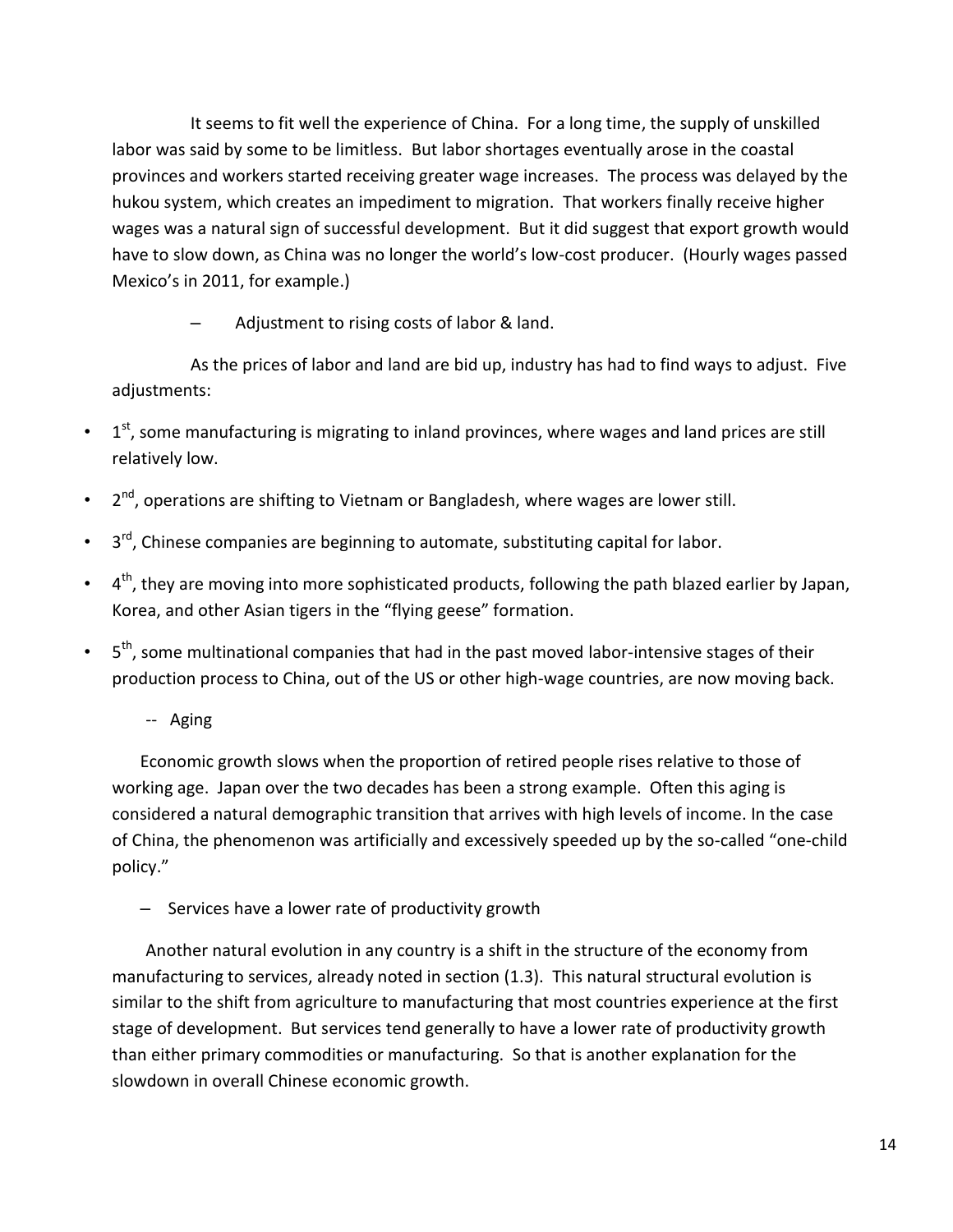It seems to fit well the experience of China. For a long time, the supply of unskilled labor was said by some to be limitless. But labor shortages eventually arose in the coastal provinces and workers started receiving greater wage increases. The process was delayed by the hukou system, which creates an impediment to migration. That workers finally receive higher wages was a natural sign of successful development. But it did suggest that export growth would have to slow down, as China was no longer the world's low-cost producer. (Hourly wages passed Mexico's in 2011, for example.)

– Adjustment to rising costs of labor & land.

As the prices of labor and land are bid up, industry has had to find ways to adjust. Five adjustments:

- 1st, some manufacturing is migrating to inland provinces, where wages and land prices are still relatively low.
- 2nd, operations are shifting to Vietnam or Bangladesh, where wages are lower still.
- 3rd, Chinese companies are beginning to automate, substituting capital for labor.
- 4th, they are moving into more sophisticated products, following the path blazed earlier by Japan, Korea, and other Asian tigers in the "flying geese" formation.
- 5th, some multinational companies that had in the past moved labor-intensive stages of their production process to China, out of the US or other high-wage countries, are now moving back.

-- Aging

Economic growth slows when the proportion of retired people rises relative to those of working age. Japan over the two decades has been a strong example. Often this aging is considered a natural demographic transition that arrives with high levels of income. In the case of China, the phenomenon was artificially and excessively speeded up by the so-called "one-child policy."

– Services have a lower rate of productivity growth

Another natural evolution in any country is a shift in the structure of the economy from manufacturing to services, already noted in section (1.3). This natural structural evolution is similar to the shift from agriculture to manufacturing that most countries experience at the first stage of development. But services tend generally to have a lower rate of productivity growth than either primary commodities or manufacturing. So that is another explanation for the slowdown in overall Chinese economic growth.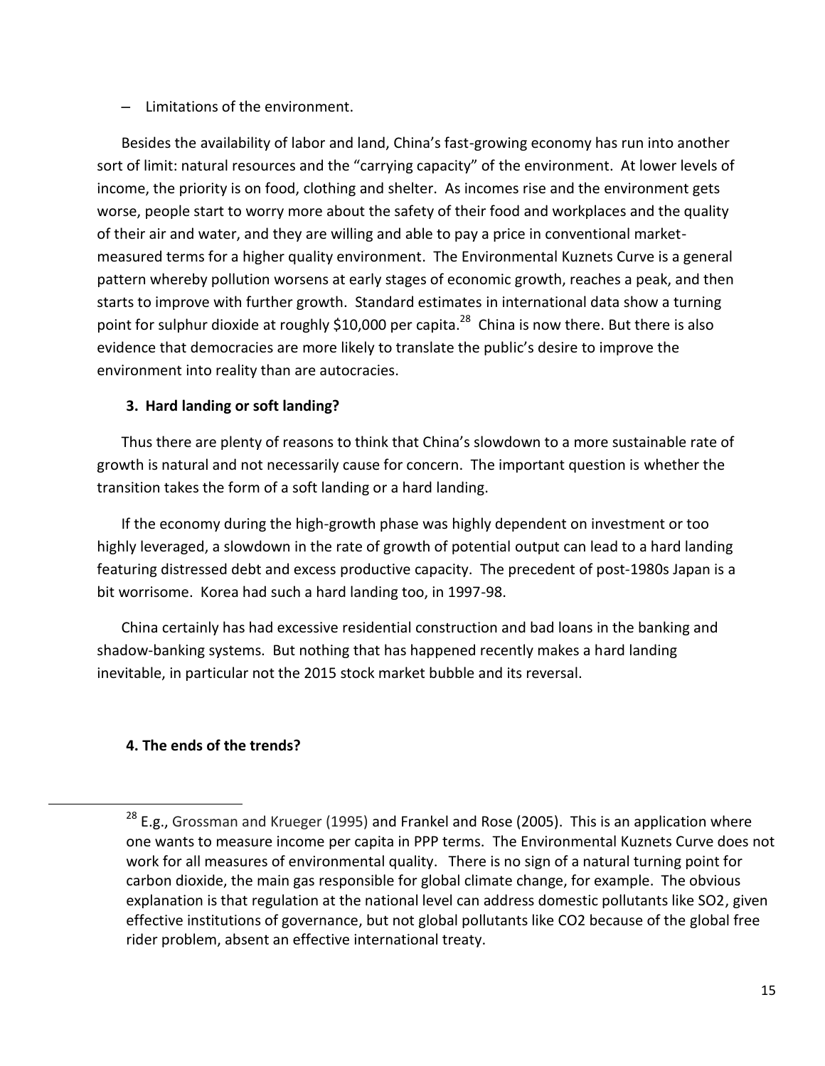– Limitations of the environment.

Besides the availability of labor and land, China's fast-growing economy has run into another sort of limit: natural resources and the "carrying capacity" of the environment. At lower levels of income, the priority is on food, clothing and shelter. As incomes rise and the environment gets worse, people start to worry more about the safety of their food and workplaces and the quality of their air and water, and they are willing and able to pay a price in conventional market-measured terms for a higher quality environment. The Environmental Kuznets Curve is a general pattern whereby pollution worsens at early stages of economic growth, reaches a peak, and then starts to improve with further growth. Standard estimates in international data show a turning point for sulphur dioxide at roughly $10,000 per capita.[28] China is now there. But there is also evidence that democracies are more likely to translate the public's desire to improve the environment into reality than are autocracies.

### 3. Hard landing or soft landing?

Thus there are plenty of reasons to think that China's slowdown to a more sustainable rate of growth is natural and not necessarily cause for concern. The important question is whether the transition takes the form of a soft landing or a hard landing.

If the economy during the high-growth phase was highly dependent on investment or too highly leveraged, a slowdown in the rate of growth of potential output can lead to a hard landing featuring distressed debt and excess productive capacity. The precedent of post-1980s Japan is a bit worrisome. Korea had such a hard landing too, in 1997-98.

China certainly has had excessive residential construction and bad loans in the banking and shadow-banking systems. But nothing that has happened recently makes a hard landing inevitable, in particular not the 2015 stock market bubble and its reversal.

### 4. The ends of the trends?

---

[28] E.g., Grossman and Krueger (1995) and Frankel and Rose (2005). This is an application where one wants to measure income per capita in PPP terms. The Environmental Kuznets Curve does not work for all measures of environmental quality. There is no sign of a natural turning point for carbon dioxide, the main gas responsible for global climate change, for example. The obvious explanation is that regulation at the national level can address domestic pollutants like $SO_2$, given effective institutions of governance, but not global pollutants like $CO_2$ because of the global free rider problem, absent an effective international treaty.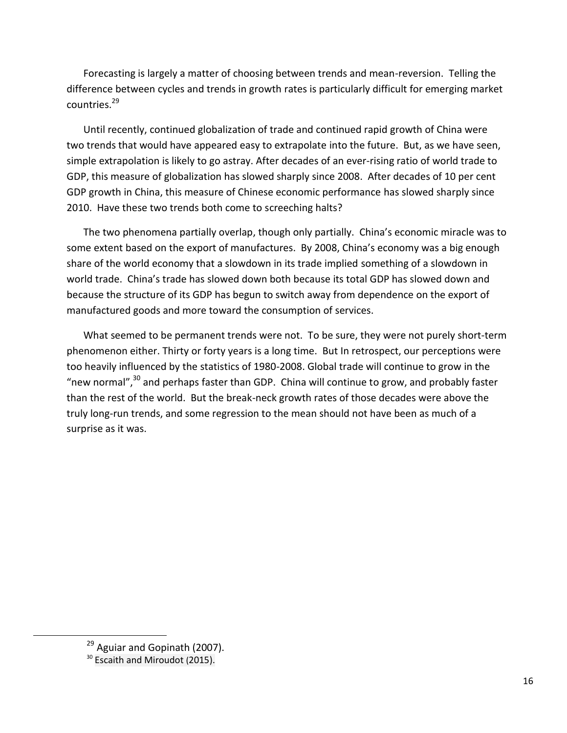Forecasting is largely a matter of choosing between trends and mean-reversion. Telling the difference between cycles and trends in growth rates is particularly difficult for emerging market countries.[29]

Until recently, continued globalization of trade and continued rapid growth of China were two trends that would have appeared easy to extrapolate into the future. But, as we have seen, simple extrapolation is likely to go astray. After decades of an ever-rising ratio of world trade to GDP, this measure of globalization has slowed sharply since 2008. After decades of 10 per cent GDP growth in China, this measure of Chinese economic performance has slowed sharply since 2010. Have these two trends both come to screeching halts?

The two phenomena partially overlap, though only partially. China's economic miracle was to some extent based on the export of manufactures. By 2008, China's economy was a big enough share of the world economy that a slowdown in its trade implied something of a slowdown in world trade. China's trade has slowed down both because its total GDP has slowed down and because the structure of its GDP has begun to switch away from dependence on the export of manufactured goods and more toward the consumption of services.

What seemed to be permanent trends were not. To be sure, they were not purely short-term phenomenon either. Thirty or forty years is a long time. But In retrospect, our perceptions were too heavily influenced by the statistics of 1980-2008. Global trade will continue to grow in the "new normal",[30] and perhaps faster than GDP. China will continue to grow, and probably faster than the rest of the world. But the break-neck growth rates of those decades were above the truly long-run trends, and some regression to the mean should not have been as much of a surprise as it was.

---

[29] Aguiar and Gopinath (2007).

[30] Escaith and Miroudot (2015).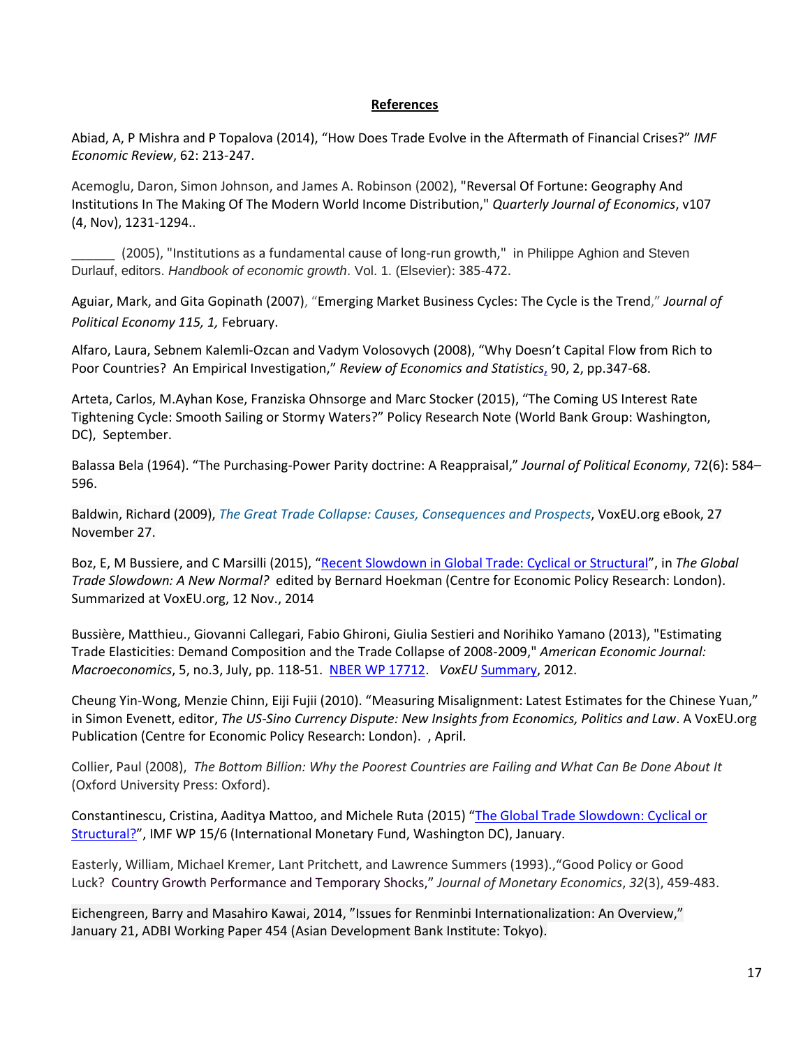## **References**

Abiad, A, P Mishra and P Topalova (2014), "How Does Trade Evolve in the Aftermath of Financial Crises?" *IMF Economic Review*, 62: 213-247.

Acemoglu, Daron, Simon Johnson, and James A. Robinson (2002), "Reversal Of Fortune: Geography And Institutions In The Making Of The Modern World Income Distribution," *Quarterly Journal of Economics*, v107 (4, Nov), 1231-1294..

______ (2005), "Institutions as a fundamental cause of long-run growth," in Philippe Aghion and Steven Durlauf, editors. *Handbook of economic growth*. Vol. 1. (Elsevier): 385-472.

Aguiar, Mark, and Gita Gopinath (2007), "Emerging Market Business Cycles: The Cycle is the Trend," *Journal of Political Economy 115, 1,* February.

Alfaro, Laura, Sebnem Kalemli-Ozcan and Vadym Volosovych (2008), "Why Doesn't Capital Flow from Rich to Poor Countries? An Empirical Investigation," *Review of Economics and Statistics*, 90, 2, pp.347-68.

Arteta, Carlos, M.Ayhan Kose, Franziska Ohnsorge and Marc Stocker (2015), "The Coming US Interest Rate Tightening Cycle: Smooth Sailing or Stormy Waters?" Policy Research Note (World Bank Group: Washington, DC), September.

Balassa Bela (1964). "The Purchasing-Power Parity doctrine: A Reappraisal," *Journal of Political Economy*, 72(6): 584–596.

Baldwin, Richard (2009), *The Great Trade Collapse: Causes, Consequences and Prospects*, VoxEU.org eBook, 27 November 27.

Boz, E, M Bussiere, and C Marsilli (2015), "Recent Slowdown in Global Trade: Cyclical or Structural", in *The Global Trade Slowdown: A New Normal?* edited by Bernard Hoekman (Centre for Economic Policy Research: London). Summarized at VoxEU.org, 12 Nov., 2014

Bussière, Matthieu., Giovanni Callegari, Fabio Ghironi, Giulia Sestieri and Norihiko Yamano (2013), "Estimating Trade Elasticities: Demand Composition and the Trade Collapse of 2008-2009," *American Economic Journal: Macroeconomics*, 5, no.3, July, pp. 118-51. NBER WP 17712. *VoxEU* Summary, 2012.

Cheung Yin-Wong, Menzie Chinn, Eiji Fujii (2010). "Measuring Misalignment: Latest Estimates for the Chinese Yuan," in Simon Evenett, editor, *The US-Sino Currency Dispute: New Insights from Economics, Politics and Law*. A VoxEU.org Publication (Centre for Economic Policy Research: London). , April.

Collier, Paul (2008), *The Bottom Billion: Why the Poorest Countries are Failing and What Can Be Done About It* (Oxford University Press: Oxford).

Constantinescu, Cristina, Aaditya Mattoo, and Michele Ruta (2015) "The Global Trade Slowdown: Cyclical or Structural?", IMF WP 15/6 (International Monetary Fund, Washington DC), January.

Easterly, William, Michael Kremer, Lant Pritchett, and Lawrence Summers (1993).,"Good Policy or Good Luck? Country Growth Performance and Temporary Shocks," *Journal of Monetary Economics*, *32*(3), 459-483.

Eichengreen, Barry and Masahiro Kawai, 2014, "Issues for Renminbi Internationalization: An Overview," January 21, ADBI Working Paper 454 (Asian Development Bank Institute: Tokyo).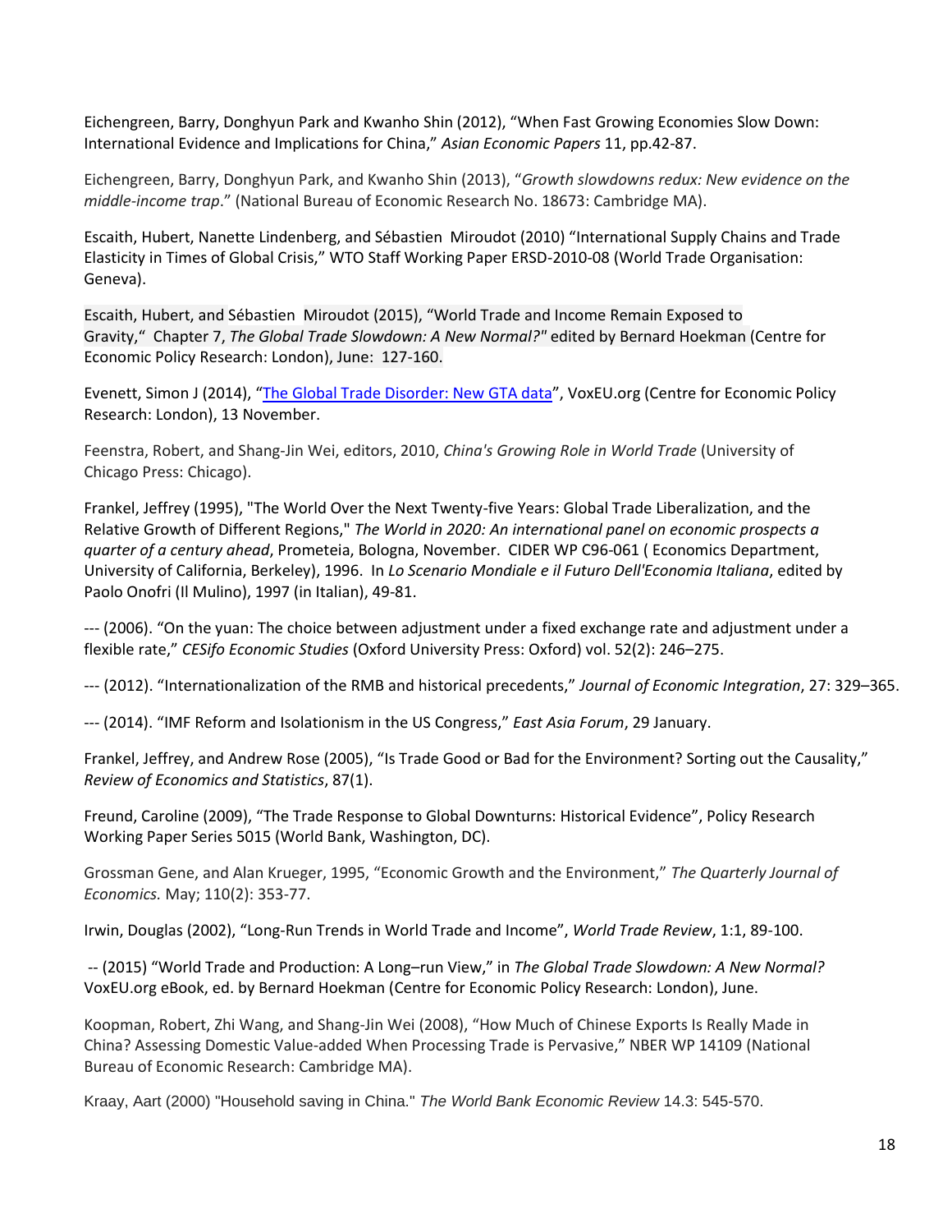Eichengreen, Barry, Donghyun Park and Kwanho Shin (2012), "When Fast Growing Economies Slow Down: International Evidence and Implications for China," *Asian Economic Papers* 11, pp.42-87.

Eichengreen, Barry, Donghyun Park, and Kwanho Shin (2013), "*Growth slowdowns redux: New evidence on the middle-income trap*." (National Bureau of Economic Research No. 18673: Cambridge MA).

Escaith, Hubert, Nanette Lindenberg, and Sébastien Miroudot (2010) "International Supply Chains and Trade Elasticity in Times of Global Crisis," WTO Staff Working Paper ERSD-2010-08 (World Trade Organisation: Geneva).

Escaith, Hubert, and Sébastien Miroudot (2015), "World Trade and Income Remain Exposed to Gravity," Chapter 7, *The Global Trade Slowdown: A New Normal?"* edited by Bernard Hoekman (Centre for Economic Policy Research: London), June: 127-160.

Evenett, Simon J (2014), "[The Global Trade Disorder: New GTA data]", VoxEU.org (Centre for Economic Policy Research: London), 13 November.

Feenstra, Robert, and Shang-Jin Wei, editors, 2010, *China's Growing Role in World Trade* (University of Chicago Press: Chicago).

Frankel, Jeffrey (1995), "The World Over the Next Twenty-five Years: Global Trade Liberalization, and the Relative Growth of Different Regions," *The World in 2020: An international panel on economic prospects a quarter of a century ahead*, Prometeia, Bologna, November. CIDER WP C96-061 ( Economics Department, University of California, Berkeley), 1996. In *Lo Scenario Mondiale e il Futuro Dell'Economia Italiana*, edited by Paolo Onofri (Il Mulino), 1997 (in Italian), 49-81.

--- (2006). "On the yuan: The choice between adjustment under a fixed exchange rate and adjustment under a flexible rate," *CESifo Economic Studies* (Oxford University Press: Oxford) vol. 52(2): 246–275.

--- (2012). "Internationalization of the RMB and historical precedents," *Journal of Economic Integration*, 27: 329–365.

--- (2014). "IMF Reform and Isolationism in the US Congress," *East Asia Forum*, 29 January.

Frankel, Jeffrey, and Andrew Rose (2005), "Is Trade Good or Bad for the Environment? Sorting out the Causality," *Review of Economics and Statistics*, 87(1).

Freund, Caroline (2009), "The Trade Response to Global Downturns: Historical Evidence", Policy Research Working Paper Series 5015 (World Bank, Washington, DC).

Grossman Gene, and Alan Krueger, 1995, "Economic Growth and the Environment," *The Quarterly Journal of Economics.* May; 110(2): 353-77.

Irwin, Douglas (2002), "Long-Run Trends in World Trade and Income", *World Trade Review*, 1:1, 89-100.

-- (2015) "World Trade and Production: A Long–run View," in *The Global Trade Slowdown: A New Normal?* VoxEU.org eBook, ed. by Bernard Hoekman (Centre for Economic Policy Research: London), June.

Koopman, Robert, Zhi Wang, and Shang-Jin Wei (2008), "How Much of Chinese Exports Is Really Made in China? Assessing Domestic Value-added When Processing Trade is Pervasive," NBER WP 14109 (National Bureau of Economic Research: Cambridge MA).

Kraay, Aart (2000) "Household saving in China." *The World Bank Economic Review* 14.3: 545-570.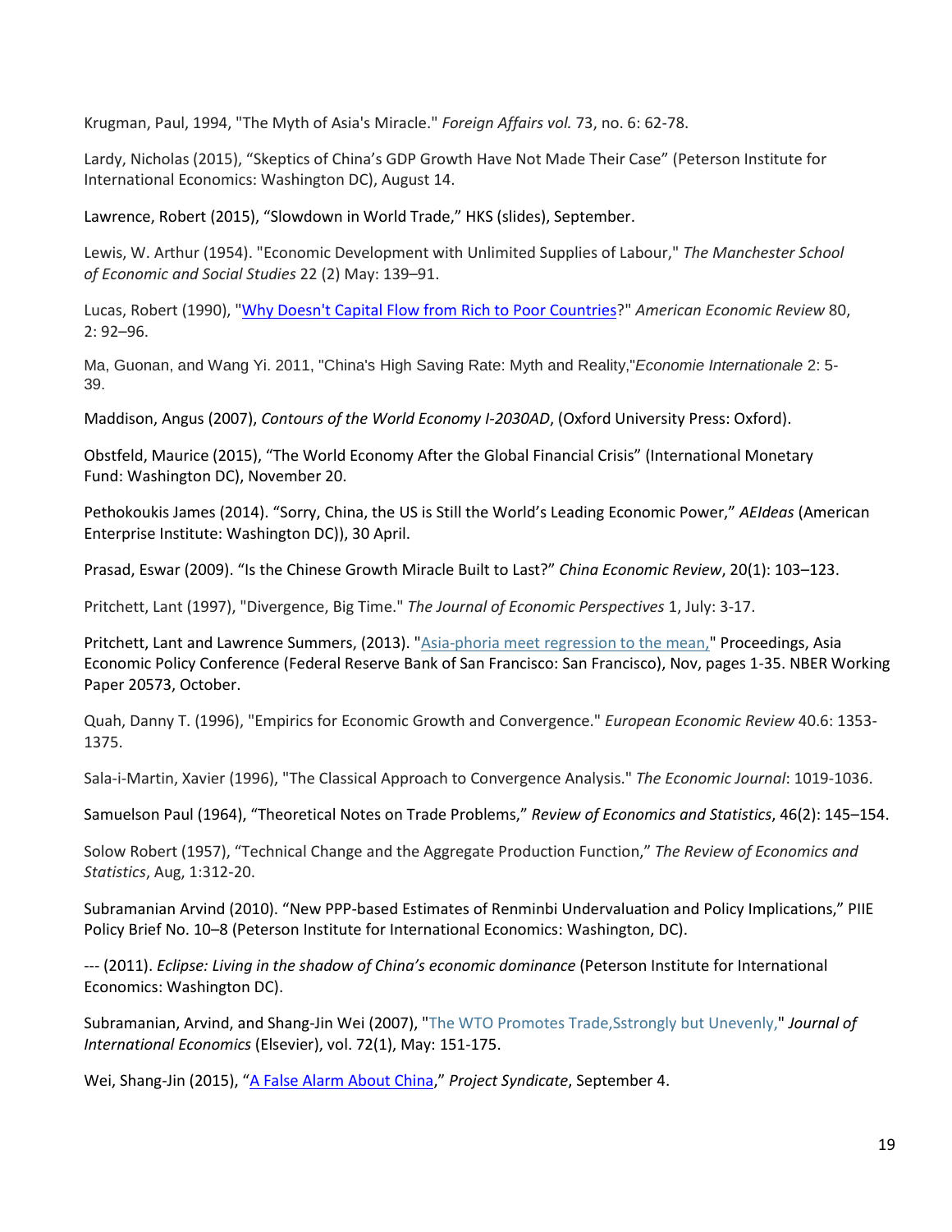Krugman, Paul, 1994, "The Myth of Asia's Miracle." *Foreign Affairs vol.* 73, no. 6: 62-78.

Lardy, Nicholas (2015), "Skeptics of China's GDP Growth Have Not Made Their Case" (Peterson Institute for International Economics: Washington DC), August 14.

Lawrence, Robert (2015), "Slowdown in World Trade," HKS (slides), September.

Lewis, W. Arthur (1954). "Economic Development with Unlimited Supplies of Labour," *The Manchester School of Economic and Social Studies* 22 (2) May: 139–91.

Lucas, Robert (1990), "Why Doesn't Capital Flow from Rich to Poor Countries?" *American Economic Review* 80, 2: 92–96.

Ma, Guonan, and Wang Yi. 2011, "China's High Saving Rate: Myth and Reality,"*Economie Internationale* 2: 5-39.

Maddison, Angus (2007), *Contours of the World Economy I-2030AD*, (Oxford University Press: Oxford).

Obstfeld, Maurice (2015), "The World Economy After the Global Financial Crisis" (International Monetary Fund: Washington DC), November 20.

Pethokoukis James (2014). "Sorry, China, the US is Still the World's Leading Economic Power," *AEIdeas* (American Enterprise Institute: Washington DC)), 30 April.

Prasad, Eswar (2009). "Is the Chinese Growth Miracle Built to Last?" *China Economic Review*, 20(1): 103–123.

Pritchett, Lant (1997), "Divergence, Big Time." *The Journal of Economic Perspectives* 1, July: 3-17.

Pritchett, Lant and Lawrence Summers, (2013). "Asia-phoria meet regression to the mean," Proceedings, Asia Economic Policy Conference (Federal Reserve Bank of San Francisco: San Francisco), Nov, pages 1-35. NBER Working Paper 20573, October.

Quah, Danny T. (1996), "Empirics for Economic Growth and Convergence." *European Economic Review* 40.6: 1353-1375.

Sala-i-Martin, Xavier (1996), "The Classical Approach to Convergence Analysis." *The Economic Journal*: 1019-1036.

Samuelson Paul (1964), "Theoretical Notes on Trade Problems," *Review of Economics and Statistics*, 46(2): 145–154.

Solow Robert (1957), "Technical Change and the Aggregate Production Function," *The Review of Economics and Statistics*, Aug, 1:312-20.

Subramanian Arvind (2010). "New PPP-based Estimates of Renminbi Undervaluation and Policy Implications," PIIE Policy Brief No. 10–8 (Peterson Institute for International Economics: Washington, DC).

--- (2011). *Eclipse: Living in the shadow of China's economic dominance* (Peterson Institute for International Economics: Washington DC).

Subramanian, Arvind, and Shang-Jin Wei (2007), "The WTO Promotes Trade,Sstrongly but Unevenly," *Journal of International Economics* (Elsevier), vol. 72(1), May: 151-175.

Wei, Shang-Jin (2015), "A False Alarm About China," *Project Syndicate*, September 4.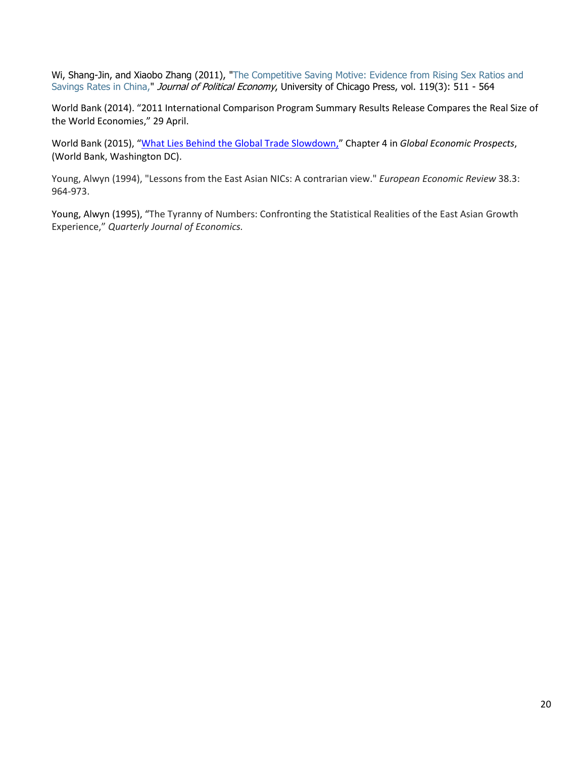Wi, Shang-Jin, and Xiaobo Zhang (2011), "The Competitive Saving Motive: Evidence from Rising Sex Ratios and Savings Rates in China," *Journal of Political Economy*, University of Chicago Press, vol. 119(3): 511 - 564

World Bank (2014). "2011 International Comparison Program Summary Results Release Compares the Real Size of the World Economies," 29 April.

World Bank (2015), "What Lies Behind the Global Trade Slowdown," Chapter 4 in *Global Economic Prospects*, (World Bank, Washington DC).

Young, Alwyn (1994), "Lessons from the East Asian NICs: A contrarian view." *European Economic Review* 38.3: 964-973.

Young, Alwyn (1995), "The Tyranny of Numbers: Confronting the Statistical Realities of the East Asian Growth Experience," *Quarterly Journal of Economics.*